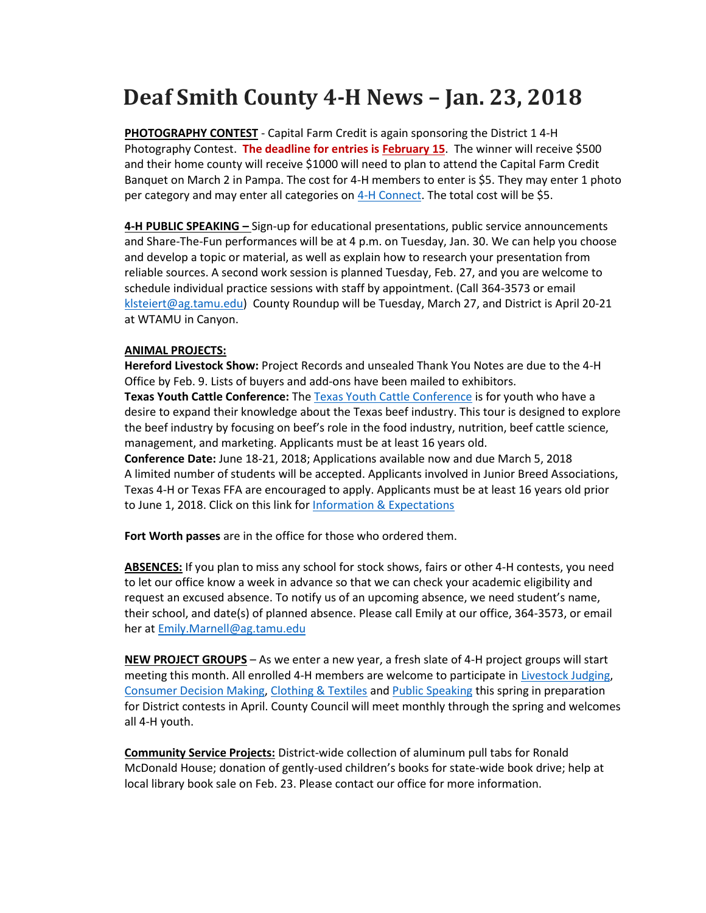# Deaf Smith County 4-H News – Jan. 23, 2018

**PHOTOGRAPHY CONTEST** - Capital Farm Credit is again sponsoring the District 1 4-H Photography Contest. **The deadline for entries is February 15**. The winner will receive $500 and their home county will receive $1000 will need to plan to attend the Capital Farm Credit Banquet on March 2 in Pampa. The cost for 4-H members to enter is $5. They may enter 1 photo per category and may enter all categories on 4-H Connect. The total cost will be $5.

**4-H PUBLIC SPEAKING –** Sign-up for educational presentations, public service announcements and Share-The-Fun performances will be at 4 p.m. on Tuesday, Jan. 30. We can help you choose and develop a topic or material, as well as explain how to research your presentation from reliable sources. A second work session is planned Tuesday, Feb. 27, and you are welcome to schedule individual practice sessions with staff by appointment. (Call 364-3573 or email klsteiert@ag.tamu.edu) County Roundup will be Tuesday, March 27, and District is April 20-21 at WTAMU in Canyon.

**ANIMAL PROJECTS:**

**Hereford Livestock Show:** Project Records and unsealed Thank You Notes are due to the 4-H Office by Feb. 9. Lists of buyers and add-ons have been mailed to exhibitors.

**Texas Youth Cattle Conference:** The Texas Youth Cattle Conference is for youth who have a desire to expand their knowledge about the Texas beef industry. This tour is designed to explore the beef industry by focusing on beef's role in the food industry, nutrition, beef cattle science, management, and marketing. Applicants must be at least 16 years old.

**Conference Date:** June 18-21, 2018; Applications available now and due March 5, 2018

A limited number of students will be accepted. Applicants involved in Junior Breed Associations, Texas 4-H or Texas FFA are encouraged to apply. Applicants must be at least 16 years old prior to June 1, 2018. Click on this link for Information & Expectations

**Fort Worth passes** are in the office for those who ordered them.

**ABSENCES:** If you plan to miss any school for stock shows, fairs or other 4-H contests, you need to let our office know a week in advance so that we can check your academic eligibility and request an excused absence. To notify us of an upcoming absence, we need student's name, their school, and date(s) of planned absence. Please call Emily at our office, 364-3573, or email her at Emily.Marnell@ag.tamu.edu

**NEW PROJECT GROUPS** – As we enter a new year, a fresh slate of 4-H project groups will start meeting this month. All enrolled 4-H members are welcome to participate in Livestock Judging, Consumer Decision Making, Clothing & Textiles and Public Speaking this spring in preparation for District contests in April. County Council will meet monthly through the spring and welcomes all 4-H youth.

**Community Service Projects:** District-wide collection of aluminum pull tabs for Ronald McDonald House; donation of gently-used children's books for state-wide book drive; help at local library book sale on Feb. 23. Please contact our office for more information.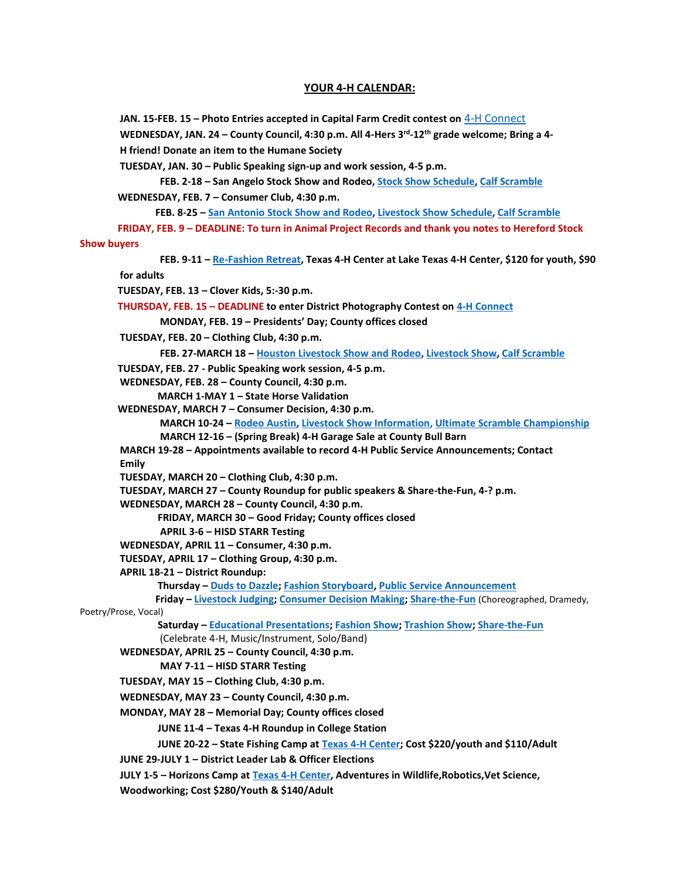## YOUR 4-H CALENDAR:

**JAN. 15-FEB. 15 – Photo Entries accepted in Capital Farm Credit contest on** 4-H Connect

**WEDNESDAY, JAN. 24 – County Council, 4:30 p.m. All 4-Hers 3rd-12th grade welcome; Bring a 4-H friend! Donate an item to the Humane Society**

**TUESDAY, JAN. 30 – Public Speaking sign-up and work session, 4-5 p.m.**

**FEB. 2-18 – San Angelo Stock Show and Rodeo, Stock Show Schedule, Calf Scramble**

**WEDNESDAY, FEB. 7 – Consumer Club, 4:30 p.m.**

**FEB. 8-25 – San Antonio Stock Show and Rodeo, Livestock Show Schedule, Calf Scramble**

**FRIDAY, FEB. 9 – DEADLINE: To turn in Animal Project Records and thank you notes to Hereford Stock Show buyers**

**FEB. 9-11 – Re-Fashion Retreat, Texas 4-H Center at Lake Texas 4-H Center, $120 for youth, $90 for adults**

**TUESDAY, FEB. 13 – Clover Kids, 5:-30 p.m.**

**THURSDAY, FEB. 15 – DEADLINE to enter District Photography Contest on 4-H Connect**

**MONDAY, FEB. 19 – Presidents' Day; County offices closed**

**TUESDAY, FEB. 20 – Clothing Club, 4:30 p.m.**

**FEB. 27-MARCH 18 – Houston Livestock Show and Rodeo, Livestock Show, Calf Scramble**

**TUESDAY, FEB. 27 - Public Speaking work session, 4-5 p.m.**

**WEDNESDAY, FEB. 28 – County Council, 4:30 p.m.**

**MARCH 1-MAY 1 – State Horse Validation**

**WEDNESDAY, MARCH 7 – Consumer Decision, 4:30 p.m.**

**MARCH 10-24 – Rodeo Austin, Livestock Show Information, Ultimate Scramble Championship**

**MARCH 12-16 – (Spring Break) 4-H Garage Sale at County Bull Barn**

**MARCH 19-28 – Appointments available to record 4-H Public Service Announcements; Contact Emily**

**TUESDAY, MARCH 20 – Clothing Club, 4:30 p.m.**

**TUESDAY, MARCH 27 – County Roundup for public speakers & Share-the-Fun, 4-? p.m.**

**WEDNESDAY, MARCH 28 – County Council, 4:30 p.m.**

**FRIDAY, MARCH 30 – Good Friday; County offices closed**

**APRIL 3-6 – HISD STARR Testing**

**WEDNESDAY, APRIL 11 – Consumer, 4:30 p.m.**

**TUESDAY, APRIL 17 – Clothing Group, 4:30 p.m.**

**APRIL 18-21 – District Roundup:**

**Thursday – Duds to Dazzle; Fashion Storyboard, Public Service Announcement**

**Friday – Livestock Judging; Consumer Decision Making; Share-the-Fun** (Choreographed, Dramedy, Poetry/Prose, Vocal)

**Saturday – Educational Presentations; Fashion Show; Trashion Show; Share-the-Fun** (Celebrate 4-H, Music/Instrument, Solo/Band)

**WEDNESDAY, APRIL 25 – County Council, 4:30 p.m.**

**MAY 7-11 – HISD STARR Testing**

**TUESDAY, MAY 15 – Clothing Club, 4:30 p.m.**

**WEDNESDAY, MAY 23 – County Council, 4:30 p.m.**

**MONDAY, MAY 28 – Memorial Day; County offices closed**

**JUNE 11-4 – Texas 4-H Roundup in College Station**

**JUNE 20-22 – State Fishing Camp at Texas 4-H Center; Cost $220/youth and $110/Adult**

**JUNE 29-JULY 1 – District Leader Lab & Officer Elections**

**JULY 1-5 – Horizons Camp at Texas 4-H Center, Adventures in Wildlife,Robotics,Vet Science, Woodworking; Cost $280/Youth & $140/Adult**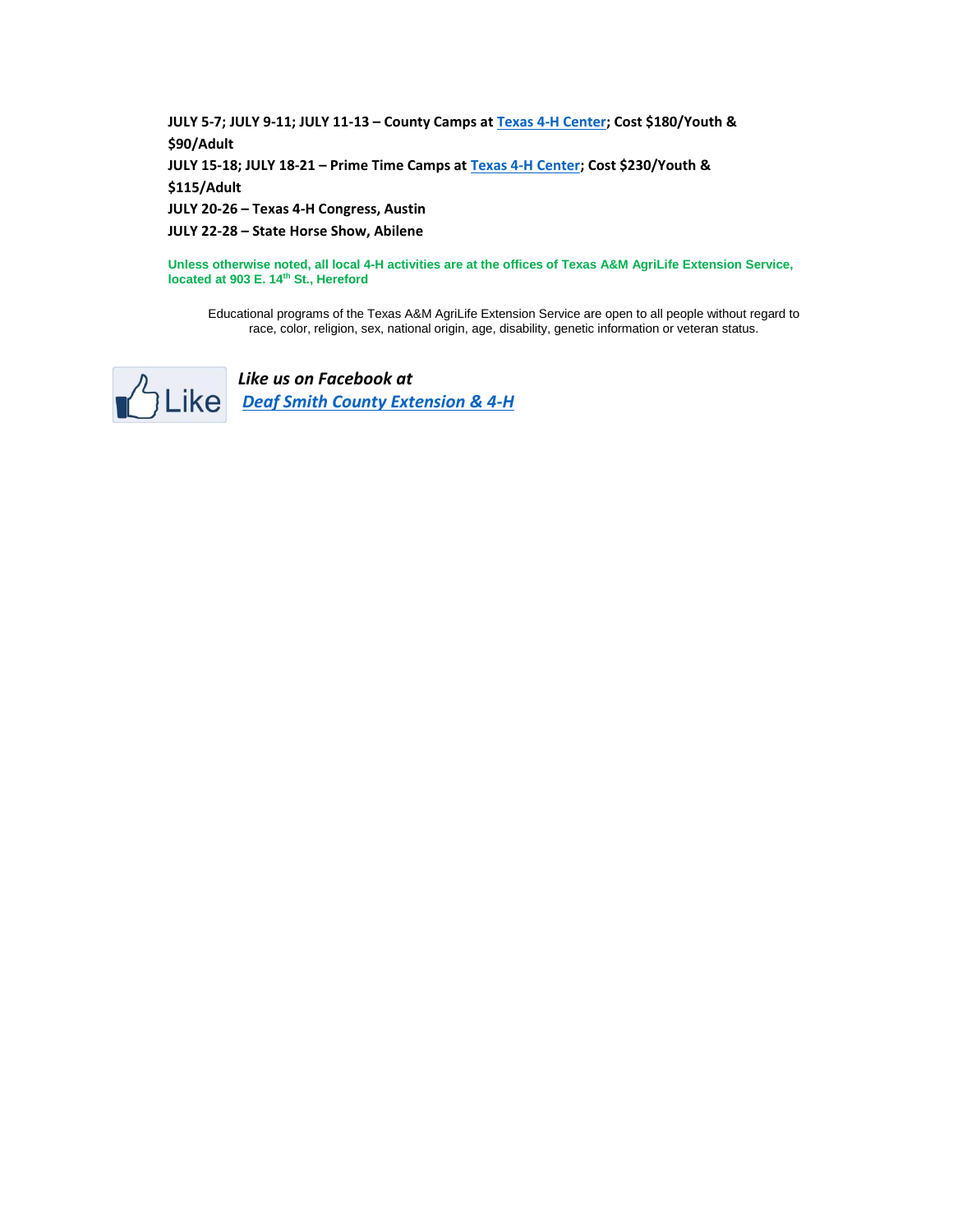**JULY 5-7; JULY 9-11; JULY 11-13 – County Camps at Texas 4-H Center; Cost $180/Youth & $90/Adult**

**JULY 15-18; JULY 18-21 – Prime Time Camps at Texas 4-H Center; Cost $230/Youth & $115/Adult**

**JULY 20-26 – Texas 4-H Congress, Austin**

**JULY 22-28 – State Horse Show, Abilene**

**Unless otherwise noted, all local 4-H activities are at the offices of Texas A&M AgriLife Extension Service, located at 903 E. 14th St., Hereford**

Educational programs of the Texas A&M AgriLife Extension Service are open to all people without regard to race, color, religion, sex, national origin, age, disability, genetic information or veteran status.

Like

***Like us on Facebook at***
***Deaf Smith County Extension & 4-H***